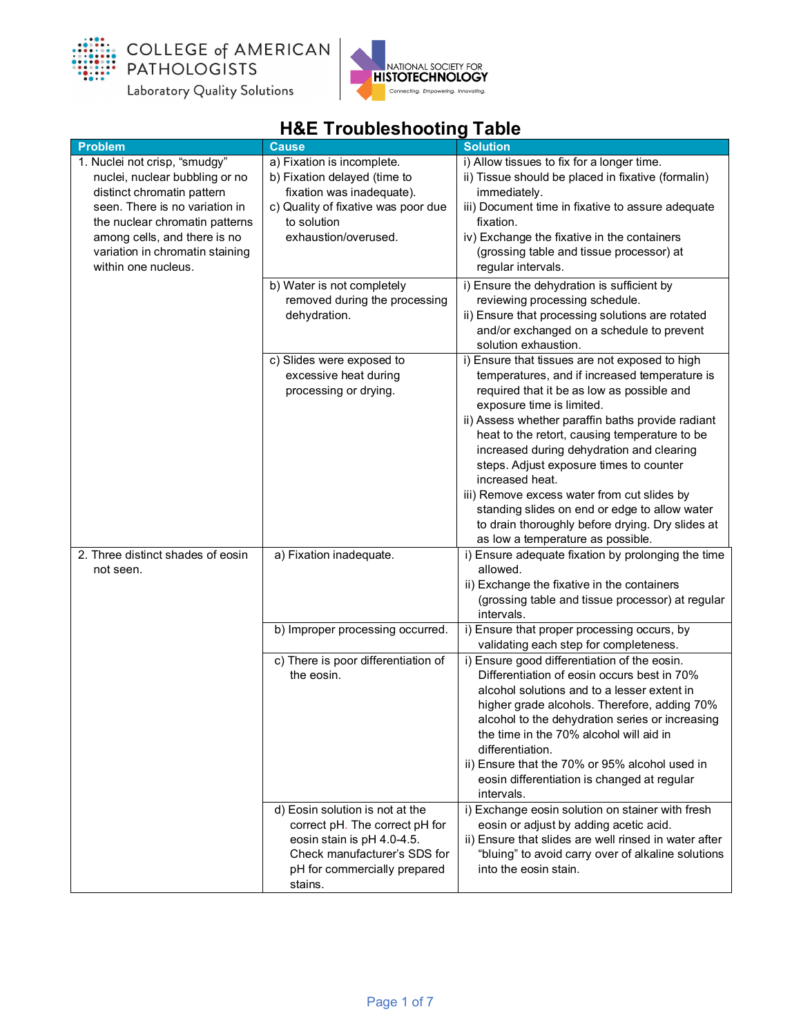COLLEGE of AMERICAN PATHOLOGISTS
Laboratory Quality Solutions

NATIONAL SOCIETY FOR HISTOTECHNOLOGY
Connecting. Empowering. Innovating.

# H&E Troubleshooting Table

| Problem | Cause | Solution |
|---|---|---|
| 1. Nuclei not crisp, "smudgy" nuclei, nuclear bubbling or no distinct chromatin pattern seen. There is no variation in the nuclear chromatin patterns among cells, and there is no variation in chromatin staining within one nucleus. | a) Fixation is incomplete.<br>b) Fixation delayed (time to fixation was inadequate).<br>c) Quality of fixative was poor due to solution exhaustion/overused. | i) Allow tissues to fix for a longer time.<br>ii) Tissue should be placed in fixative (formalin) immediately.<br>iii) Document time in fixative to assure adequate fixation.<br>iv) Exchange the fixative in the containers (grossing table and tissue processor) at regular intervals. |
| | b) Water is not completely removed during the processing dehydration. | i) Ensure the dehydration is sufficient by reviewing processing schedule.<br>ii) Ensure that processing solutions are rotated and/or exchanged on a schedule to prevent solution exhaustion. |
| | c) Slides were exposed to excessive heat during processing or drying. | i) Ensure that tissues are not exposed to high temperatures, and if increased temperature is required that it be as low as possible and exposure time is limited.<br>ii) Assess whether paraffin baths provide radiant heat to the retort, causing temperature to be increased during dehydration and clearing steps. Adjust exposure times to counter increased heat.<br>iii) Remove excess water from cut slides by standing slides on end or edge to allow water to drain thoroughly before drying. Dry slides at as low a temperature as possible. |
| 2. Three distinct shades of eosin not seen. | a) Fixation inadequate. | i) Ensure adequate fixation by prolonging the time allowed.<br>ii) Exchange the fixative in the containers (grossing table and tissue processor) at regular intervals. |
| | b) Improper processing occurred. | i) Ensure that proper processing occurs, by validating each step for completeness. |
| | c) There is poor differentiation of the eosin. | i) Ensure good differentiation of the eosin. Differentiation of eosin occurs best in 70% alcohol solutions and to a lesser extent in higher grade alcohols. Therefore, adding 70% alcohol to the dehydration series or increasing the time in the 70% alcohol will aid in differentiation.<br>ii) Ensure that the 70% or 95% alcohol used in eosin differentiation is changed at regular intervals. |
| | d) Eosin solution is not at the correct pH. The correct pH for eosin stain is pH 4.0-4.5. Check manufacturer's SDS for pH for commercially prepared stains. | i) Exchange eosin solution on stainer with fresh eosin or adjust by adding acetic acid.<br>ii) Ensure that slides are well rinsed in water after "bluing" to avoid carry over of alkaline solutions into the eosin stain. |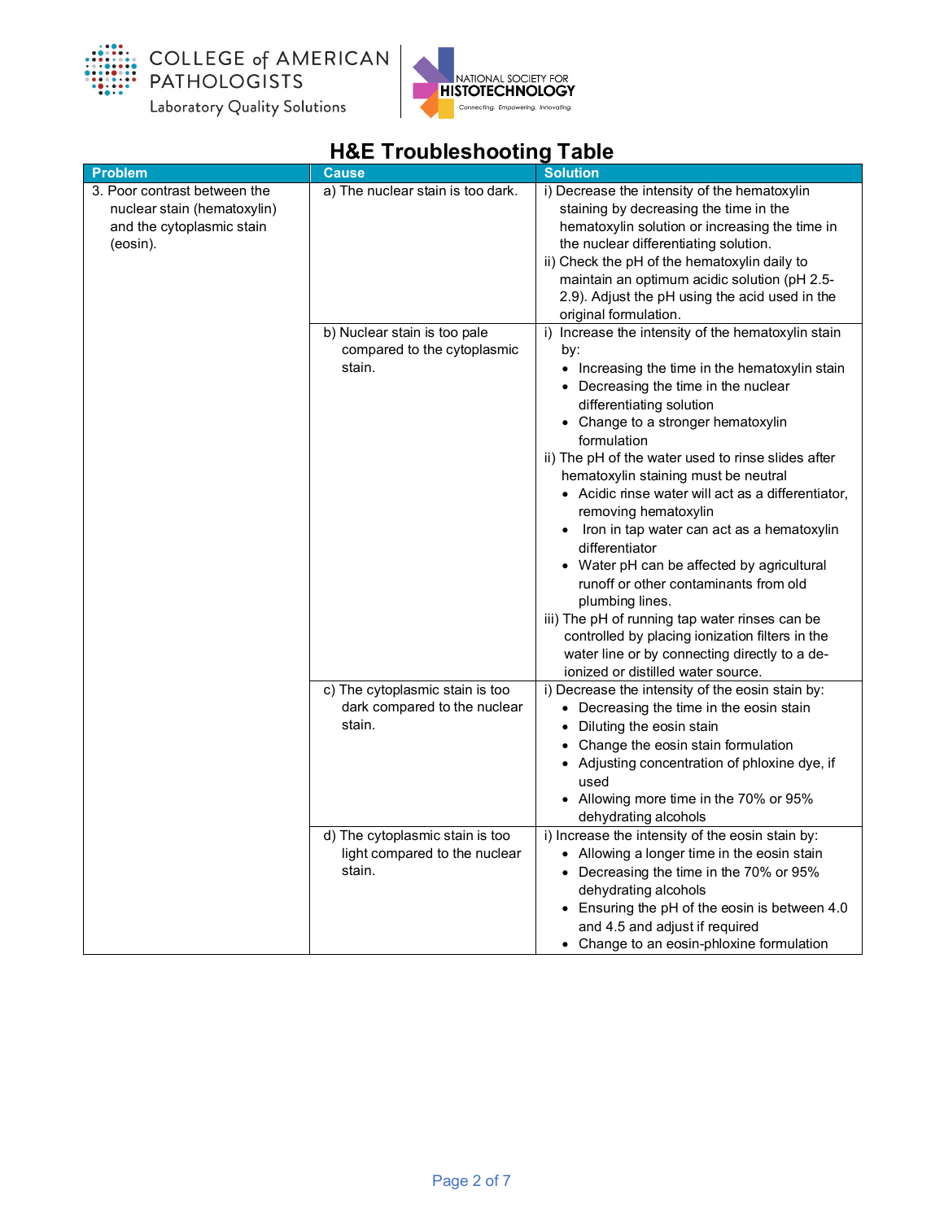# H&E Troubleshooting Table

| Problem | Cause | Solution |
|---|---|---|
| 3. Poor contrast between the nuclear stain (hematoxylin) and the cytoplasmic stain (eosin). | a) The nuclear stain is too dark. | i) Decrease the intensity of the hematoxylin staining by decreasing the time in the hematoxylin solution or increasing the time in the nuclear differentiating solution.<br>ii) Check the pH of the hematoxylin daily to maintain an optimum acidic solution (pH 2.5-2.9). Adjust the pH using the acid used in the original formulation. |
| | b) Nuclear stain is too pale compared to the cytoplasmic stain. | i) Increase the intensity of the hematoxylin stain by:<br>• Increasing the time in the hematoxylin stain<br>• Decreasing the time in the nuclear differentiating solution<br>• Change to a stronger hematoxylin formulation<br>ii) The pH of the water used to rinse slides after hematoxylin staining must be neutral<br>• Acidic rinse water will act as a differentiator, removing hematoxylin<br>• Iron in tap water can act as a hematoxylin differentiator<br>• Water pH can be affected by agricultural runoff or other contaminants from old plumbing lines.<br>iii) The pH of running tap water rinses can be controlled by placing ionization filters in the water line or by connecting directly to a de-ionized or distilled water source. |
| | c) The cytoplasmic stain is too dark compared to the nuclear stain. | i) Decrease the intensity of the eosin stain by:<br>• Decreasing the time in the eosin stain<br>• Diluting the eosin stain<br>• Change the eosin stain formulation<br>• Adjusting concentration of phloxine dye, if used<br>• Allowing more time in the 70% or 95% dehydrating alcohols |
| | d) The cytoplasmic stain is too light compared to the nuclear stain. | i) Increase the intensity of the eosin stain by:<br>• Allowing a longer time in the eosin stain<br>• Decreasing the time in the 70% or 95% dehydrating alcohols<br>• Ensuring the pH of the eosin is between 4.0 and 4.5 and adjust if required<br>• Change to an eosin-phloxine formulation |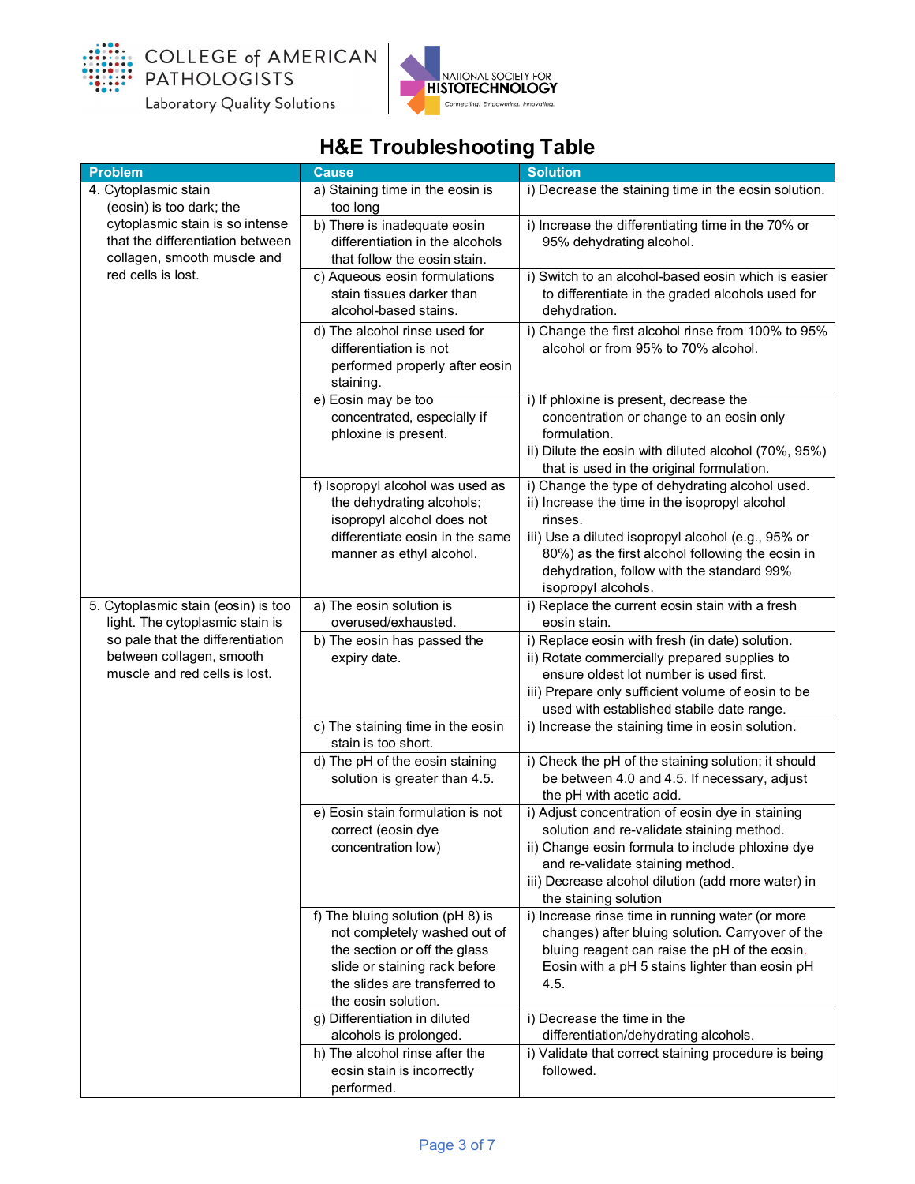## H&E Troubleshooting Table

| Problem | Cause | Solution |
|---|---|---|
| 4. Cytoplasmic stain (eosin) is too dark; the cytoplasmic stain is so intense that the differentiation between collagen, smooth muscle and red cells is lost. | a) Staining time in the eosin is too long | i) Decrease the staining time in the eosin solution. |
| | b) There is inadequate eosin differentiation in the alcohols that follow the eosin stain. | i) Increase the differentiating time in the 70% or 95% dehydrating alcohol. |
| | c) Aqueous eosin formulations stain tissues darker than alcohol-based stains. | i) Switch to an alcohol-based eosin which is easier to differentiate in the graded alcohols used for dehydration. |
| | d) The alcohol rinse used for differentiation is not performed properly after eosin staining. | i) Change the first alcohol rinse from 100% to 95% alcohol or from 95% to 70% alcohol. |
| | e) Eosin may be too concentrated, especially if phloxine is present. | i) If phloxine is present, decrease the concentration or change to an eosin only formulation.<br>ii) Dilute the eosin with diluted alcohol (70%, 95%) that is used in the original formulation. |
| | f) Isopropyl alcohol was used as the dehydrating alcohols; isopropyl alcohol does not differentiate eosin in the same manner as ethyl alcohol. | i) Change the type of dehydrating alcohol used.<br>ii) Increase the time in the isopropyl alcohol rinses.<br>iii) Use a diluted isopropyl alcohol (e.g., 95% or 80%) as the first alcohol following the eosin in dehydration, follow with the standard 99% isopropyl alcohols. |
| 5. Cytoplasmic stain (eosin) is too light. The cytoplasmic stain is so pale that the differentiation between collagen, smooth muscle and red cells is lost. | a) The eosin solution is overused/exhausted. | i) Replace the current eosin stain with a fresh eosin stain. |
| | b) The eosin has passed the expiry date. | i) Replace eosin with fresh (in date) solution.<br>ii) Rotate commercially prepared supplies to ensure oldest lot number is used first.<br>iii) Prepare only sufficient volume of eosin to be used with established stabile date range. |
| | c) The staining time in the eosin stain is too short. | i) Increase the staining time in eosin solution. |
| | d) The pH of the eosin staining solution is greater than 4.5. | i) Check the pH of the staining solution; it should be between 4.0 and 4.5. If necessary, adjust the pH with acetic acid. |
| | e) Eosin stain formulation is not correct (eosin dye concentration low) | i) Adjust concentration of eosin dye in staining solution and re-validate staining method.<br>ii) Change eosin formula to include phloxine dye and re-validate staining method.<br>iii) Decrease alcohol dilution (add more water) in the staining solution |
| | f) The bluing solution (pH 8) is not completely washed out of the section or off the glass slide or staining rack before the slides are transferred to the eosin solution. | i) Increase rinse time in running water (or more changes) after bluing solution. Carryover of the bluing reagent can raise the pH of the eosin. Eosin with a pH 5 stains lighter than eosin pH 4.5. |
| | g) Differentiation in diluted alcohols is prolonged. | i) Decrease the time in the differentiation/dehydrating alcohols. |
| | h) The alcohol rinse after the eosin stain is incorrectly performed. | i) Validate that correct staining procedure is being followed. |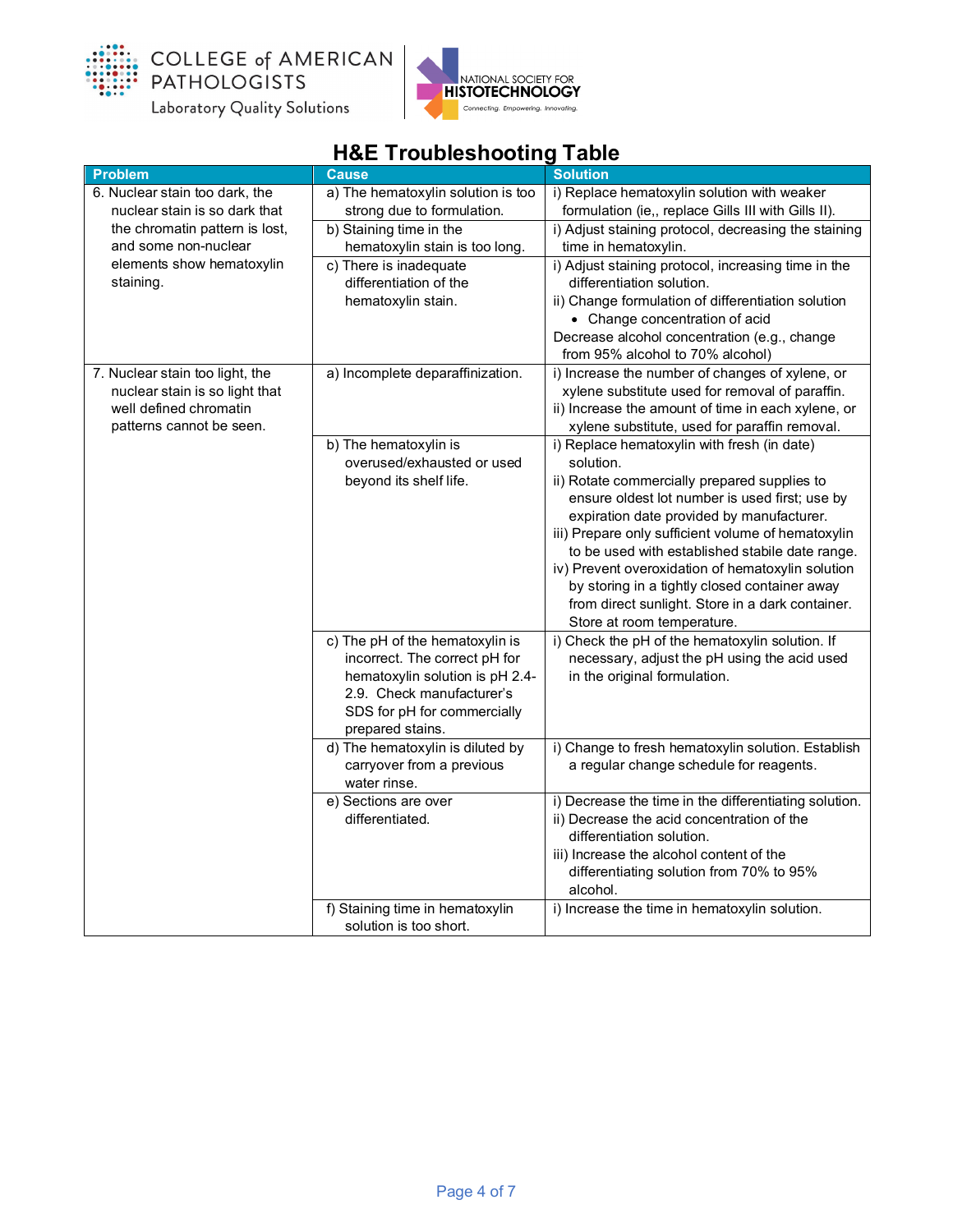# H&E Troubleshooting Table

| Problem | Cause | Solution |
|---|---|---|
| 6. Nuclear stain too dark, the nuclear stain is so dark that the chromatin pattern is lost, and some non-nuclear elements show hematoxylin staining. | a) The hematoxylin solution is too strong due to formulation. | i) Replace hematoxylin solution with weaker formulation (ie,, replace Gills III with Gills II). |
| | b) Staining time in the hematoxylin stain is too long. | i) Adjust staining protocol, decreasing the staining time in hematoxylin. |
| | c) There is inadequate differentiation of the hematoxylin stain. | i) Adjust staining protocol, increasing time in the differentiation solution.<br>ii) Change formulation of differentiation solution<br>• Change concentration of acid<br>Decrease alcohol concentration (e.g., change from 95% alcohol to 70% alcohol) |
| 7. Nuclear stain too light, the nuclear stain is so light that well defined chromatin patterns cannot be seen. | a) Incomplete deparaffinization. | i) Increase the number of changes of xylene, or xylene substitute used for removal of paraffin.<br>ii) Increase the amount of time in each xylene, or xylene substitute, used for paraffin removal. |
| | b) The hematoxylin is overused/exhausted or used beyond its shelf life. | i) Replace hematoxylin with fresh (in date) solution.<br>ii) Rotate commercially prepared supplies to ensure oldest lot number is used first; use by expiration date provided by manufacturer.<br>iii) Prepare only sufficient volume of hematoxylin to be used with established stabile date range.<br>iv) Prevent overoxidation of hematoxylin solution by storing in a tightly closed container away from direct sunlight. Store in a dark container. Store at room temperature. |
| | c) The pH of the hematoxylin is incorrect. The correct pH for hematoxylin solution is pH 2.4-2.9. Check manufacturer's SDS for pH for commercially prepared stains. | i) Check the pH of the hematoxylin solution. If necessary, adjust the pH using the acid used in the original formulation. |
| | d) The hematoxylin is diluted by carryover from a previous water rinse. | i) Change to fresh hematoxylin solution. Establish a regular change schedule for reagents. |
| | e) Sections are over differentiated. | i) Decrease the time in the differentiating solution.<br>ii) Decrease the acid concentration of the differentiation solution.<br>iii) Increase the alcohol content of the differentiating solution from 70% to 95% alcohol. |
| | f) Staining time in hematoxylin solution is too short. | i) Increase the time in hematoxylin solution. |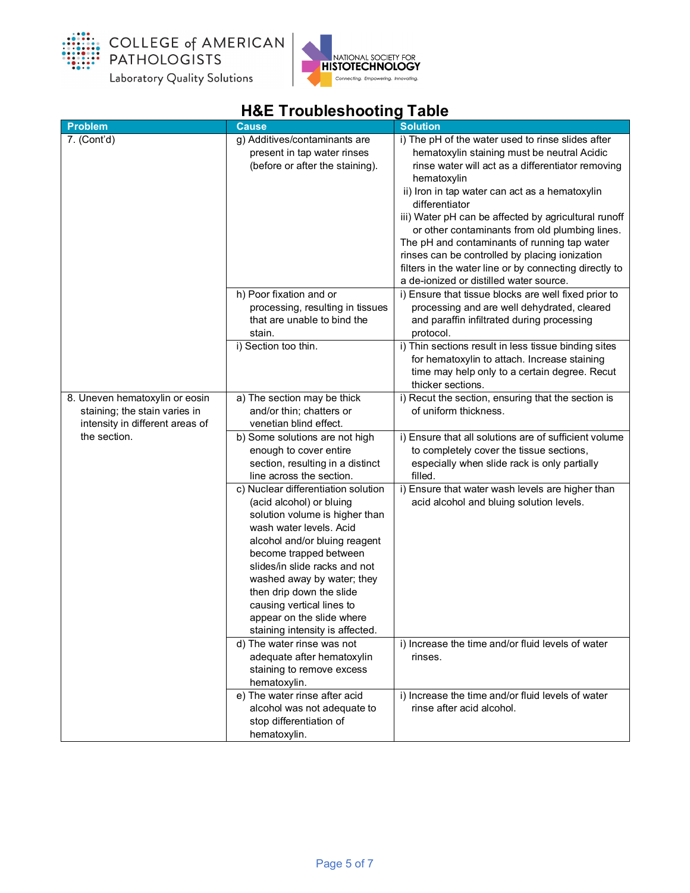# H&E Troubleshooting Table

| Problem | Cause | Solution |
|---|---|---|
| 7. (Cont'd) | g) Additives/contaminants are present in tap water rinses (before or after the staining). | i) The pH of the water used to rinse slides after hematoxylin staining must be neutral Acidic rinse water will act as a differentiator removing hematoxylin<br>ii) Iron in tap water can act as a hematoxylin differentiator<br>iii) Water pH can be affected by agricultural runoff or other contaminants from old plumbing lines.<br>The pH and contaminants of running tap water rinses can be controlled by placing ionization filters in the water line or by connecting directly to a de-ionized or distilled water source. |
| | h) Poor fixation and or processing, resulting in tissues that are unable to bind the stain. | i) Ensure that tissue blocks are well fixed prior to processing and are well dehydrated, cleared and paraffin infiltrated during processing protocol. |
| | i) Section too thin. | i) Thin sections result in less tissue binding sites for hematoxylin to attach. Increase staining time may help only to a certain degree. Recut thicker sections. |
| 8. Uneven hematoxylin or eosin staining; the stain varies in intensity in different areas of the section. | a) The section may be thick and/or thin; chatters or venetian blind effect. | i) Recut the section, ensuring that the section is of uniform thickness. |
| | b) Some solutions are not high enough to cover entire section, resulting in a distinct line across the section. | i) Ensure that all solutions are of sufficient volume to completely cover the tissue sections, especially when slide rack is only partially filled. |
| | c) Nuclear differentiation solution (acid alcohol) or bluing solution volume is higher than wash water levels. Acid alcohol and/or bluing reagent become trapped between slides/in slide racks and not washed away by water; they then drip down the slide causing vertical lines to appear on the slide where staining intensity is affected. | i) Ensure that water wash levels are higher than acid alcohol and bluing solution levels. |
| | d) The water rinse was not adequate after hematoxylin staining to remove excess hematoxylin. | i) Increase the time and/or fluid levels of water rinses. |
| | e) The water rinse after acid alcohol was not adequate to stop differentiation of hematoxylin. | i) Increase the time and/or fluid levels of water rinse after acid alcohol. |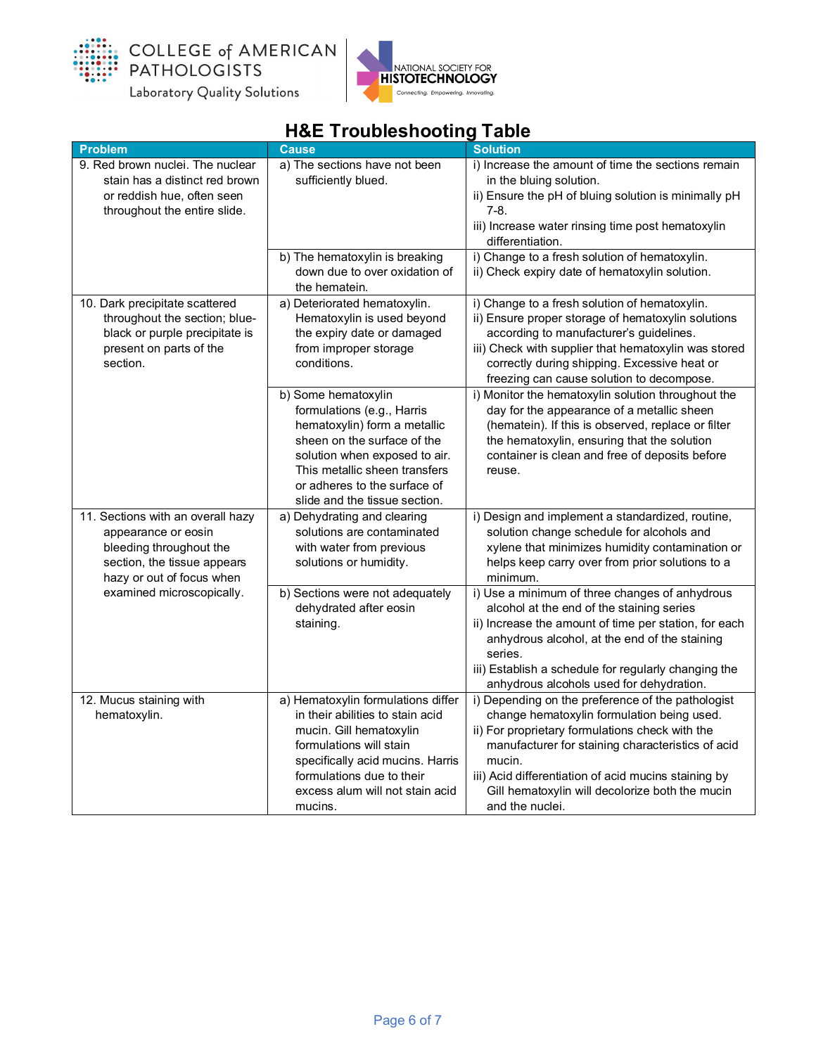# H&E Troubleshooting Table

| Problem | Cause | Solution |
|---|---|---|
| 9. Red brown nuclei. The nuclear stain has a distinct red brown or reddish hue, often seen throughout the entire slide. | a) The sections have not been sufficiently blued. | i) Increase the amount of time the sections remain in the bluing solution.<br>ii) Ensure the pH of bluing solution is minimally pH 7-8.<br>iii) Increase water rinsing time post hematoxylin differentiation. |
| | b) The hematoxylin is breaking down due to over oxidation of the hematein. | i) Change to a fresh solution of hematoxylin.<br>ii) Check expiry date of hematoxylin solution. |
| 10. Dark precipitate scattered throughout the section; blue-black or purple precipitate is present on parts of the section. | a) Deteriorated hematoxylin. Hematoxylin is used beyond the expiry date or damaged from improper storage conditions. | i) Change to a fresh solution of hematoxylin.<br>ii) Ensure proper storage of hematoxylin solutions according to manufacturer's guidelines.<br>iii) Check with supplier that hematoxylin was stored correctly during shipping. Excessive heat or freezing can cause solution to decompose. |
| | b) Some hematoxylin formulations (e.g., Harris hematoxylin) form a metallic sheen on the surface of the solution when exposed to air. This metallic sheen transfers or adheres to the surface of slide and the tissue section. | i) Monitor the hematoxylin solution throughout the day for the appearance of a metallic sheen (hematein). If this is observed, replace or filter the hematoxylin, ensuring that the solution container is clean and free of deposits before reuse. |
| 11. Sections with an overall hazy appearance or eosin bleeding throughout the section, the tissue appears hazy or out of focus when examined microscopically. | a) Dehydrating and clearing solutions are contaminated with water from previous solutions or humidity. | i) Design and implement a standardized, routine, solution change schedule for alcohols and xylene that minimizes humidity contamination or helps keep carry over from prior solutions to a minimum. |
| | b) Sections were not adequately dehydrated after eosin staining. | i) Use a minimum of three changes of anhydrous alcohol at the end of the staining series<br>ii) Increase the amount of time per station, for each anhydrous alcohol, at the end of the staining series.<br>iii) Establish a schedule for regularly changing the anhydrous alcohols used for dehydration. |
| 12. Mucus staining with hematoxylin. | a) Hematoxylin formulations differ in their abilities to stain acid mucin. Gill hematoxylin formulations will stain specifically acid mucins. Harris formulations due to their excess alum will not stain acid mucins. | i) Depending on the preference of the pathologist change hematoxylin formulation being used.<br>ii) For proprietary formulations check with the manufacturer for staining characteristics of acid mucin.<br>iii) Acid differentiation of acid mucins staining by Gill hematoxylin will decolorize both the mucin and the nuclei. |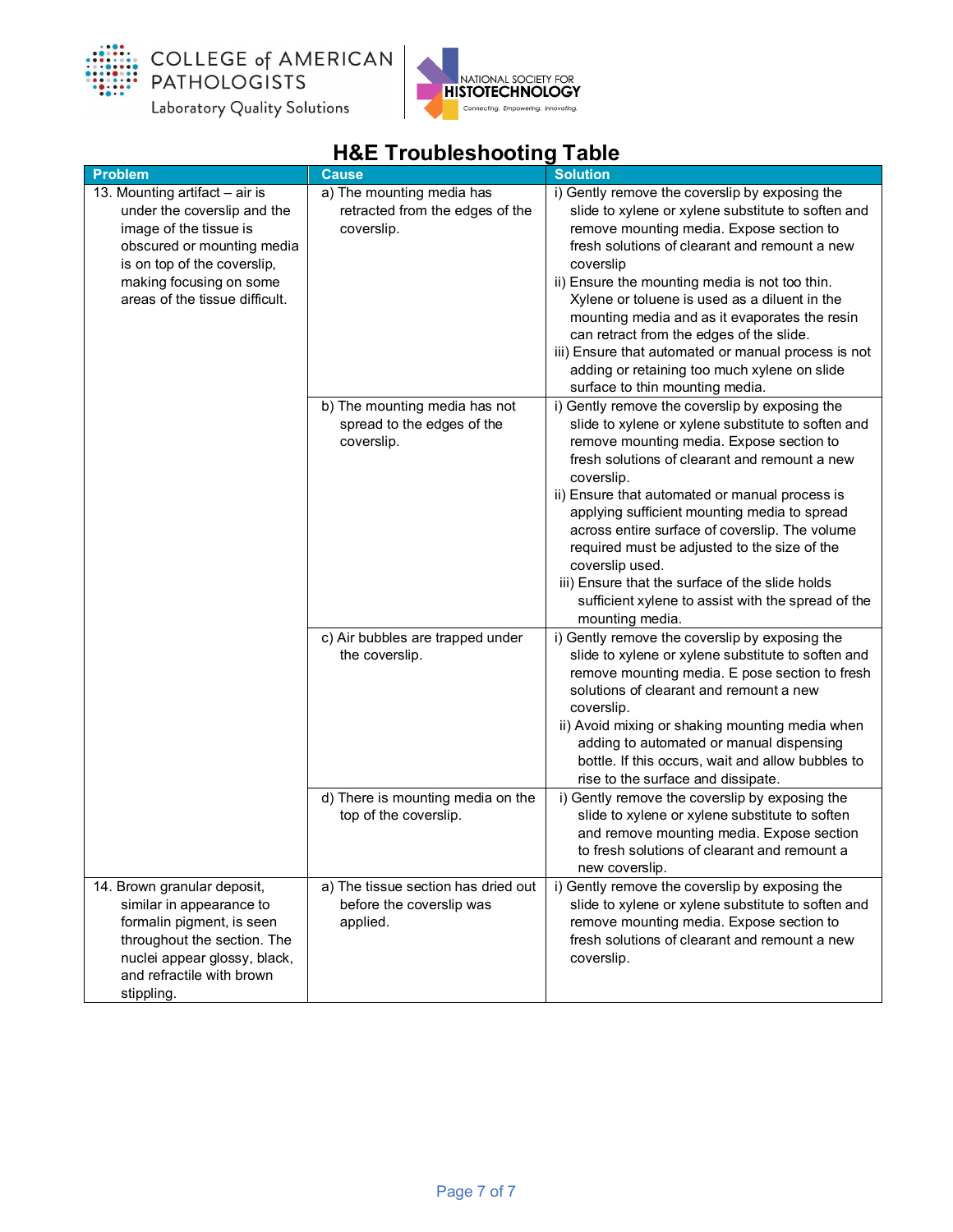## H&E Troubleshooting Table

| Problem | Cause | Solution |
| --- | --- | --- |
| 13. Mounting artifact – air is under the coverslip and the image of the tissue is obscured or mounting media is on top of the coverslip, making focusing on some areas of the tissue difficult. | a) The mounting media has retracted from the edges of the coverslip. | i) Gently remove the coverslip by exposing the slide to xylene or xylene substitute to soften and remove mounting media. Expose section to fresh solutions of clearant and remount a new coverslip<br>ii) Ensure the mounting media is not too thin. Xylene or toluene is used as a diluent in the mounting media and as it evaporates the resin can retract from the edges of the slide.<br>iii) Ensure that automated or manual process is not adding or retaining too much xylene on slide surface to thin mounting media. |
| | b) The mounting media has not spread to the edges of the coverslip. | i) Gently remove the coverslip by exposing the slide to xylene or xylene substitute to soften and remove mounting media. Expose section to fresh solutions of clearant and remount a new coverslip.<br>ii) Ensure that automated or manual process is applying sufficient mounting media to spread across entire surface of coverslip. The volume required must be adjusted to the size of the coverslip used.<br>iii) Ensure that the surface of the slide holds sufficient xylene to assist with the spread of the mounting media. |
| | c) Air bubbles are trapped under the coverslip. | i) Gently remove the coverslip by exposing the slide to xylene or xylene substitute to soften and remove mounting media. E pose section to fresh solutions of clearant and remount a new coverslip.<br>ii) Avoid mixing or shaking mounting media when adding to automated or manual dispensing bottle. If this occurs, wait and allow bubbles to rise to the surface and dissipate. |
| | d) There is mounting media on the top of the coverslip. | i) Gently remove the coverslip by exposing the slide to xylene or xylene substitute to soften and remove mounting media. Expose section to fresh solutions of clearant and remount a new coverslip. |
| 14. Brown granular deposit, similar in appearance to formalin pigment, is seen throughout the section. The nuclei appear glossy, black, and refractile with brown stippling. | a) The tissue section has dried out before the coverslip was applied. | i) Gently remove the coverslip by exposing the slide to xylene or xylene substitute to soften and remove mounting media. Expose section to fresh solutions of clearant and remount a new coverslip. |